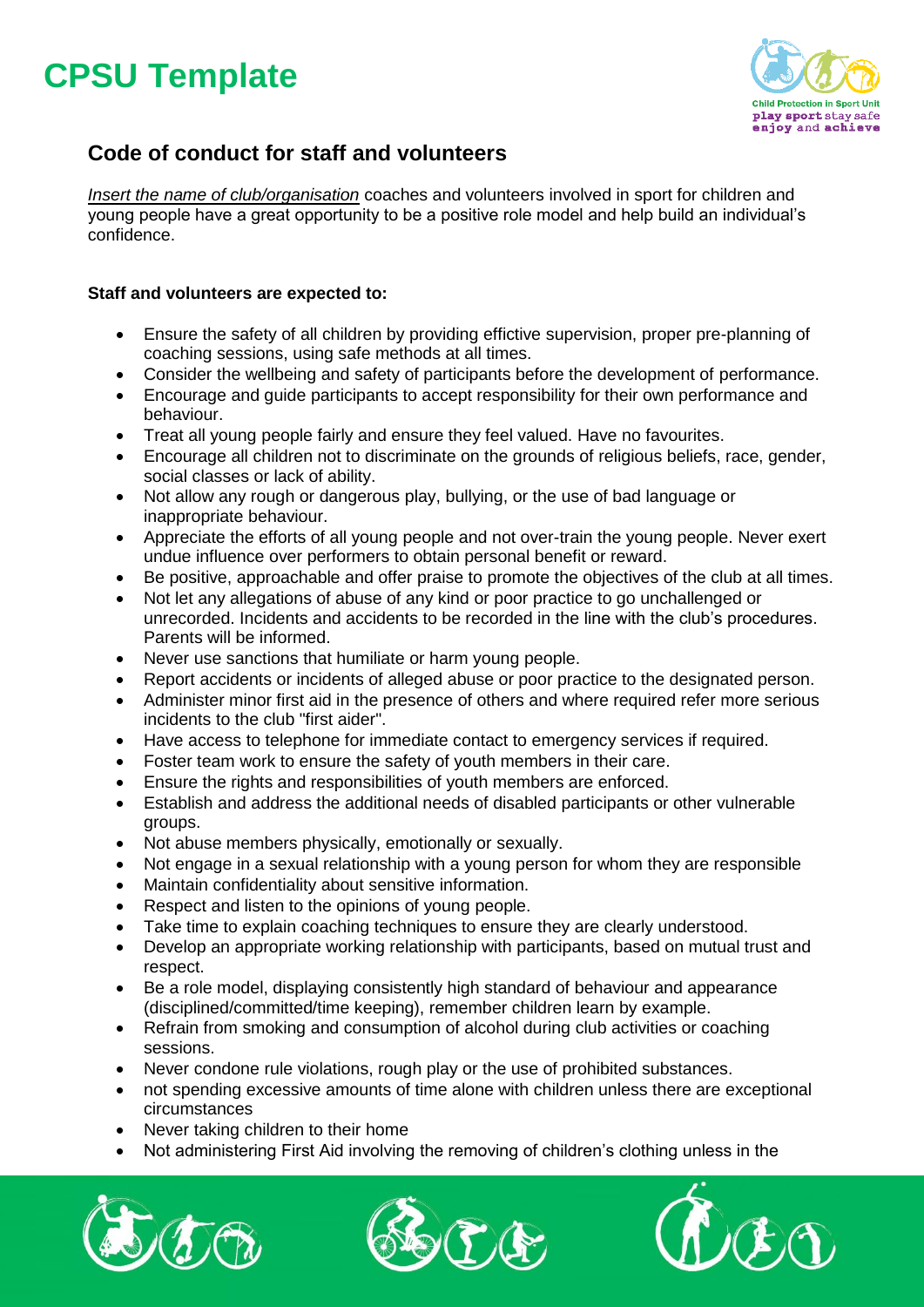# CPSU Template

## Code of conduct for staff and volunteers

*Insert the name of club/organisation* coaches and volunteers involved in sport for children and young people have a great opportunity to be a positive role model and help build an individual's confidence.

**Staff and volunteers are expected to:**

- Ensure the safety of all children by providing effictive supervision, proper pre-planning of coaching sessions, using safe methods at all times.
- Consider the wellbeing and safety of participants before the development of performance.
- Encourage and guide participants to accept responsibility for their own performance and behaviour.
- Treat all young people fairly and ensure they feel valued. Have no favourites.
- Encourage all children not to discriminate on the grounds of religious beliefs, race, gender, social classes or lack of ability.
- Not allow any rough or dangerous play, bullying, or the use of bad language or inappropriate behaviour.
- Appreciate the efforts of all young people and not over-train the young people. Never exert undue influence over performers to obtain personal benefit or reward.
- Be positive, approachable and offer praise to promote the objectives of the club at all times.
- Not let any allegations of abuse of any kind or poor practice to go unchallenged or unrecorded. Incidents and accidents to be recorded in the line with the club's procedures. Parents will be informed.
- Never use sanctions that humiliate or harm young people.
- Report accidents or incidents of alleged abuse or poor practice to the designated person.
- Administer minor first aid in the presence of others and where required refer more serious incidents to the club "first aider".
- Have access to telephone for immediate contact to emergency services if required.
- Foster team work to ensure the safety of youth members in their care.
- Ensure the rights and responsibilities of youth members are enforced.
- Establish and address the additional needs of disabled participants or other vulnerable groups.
- Not abuse members physically, emotionally or sexually.
- Not engage in a sexual relationship with a young person for whom they are responsible
- Maintain confidentiality about sensitive information.
- Respect and listen to the opinions of young people.
- Take time to explain coaching techniques to ensure they are clearly understood.
- Develop an appropriate working relationship with participants, based on mutual trust and respect.
- Be a role model, displaying consistently high standard of behaviour and appearance (disciplined/committed/time keeping), remember children learn by example.
- Refrain from smoking and consumption of alcohol during club activities or coaching sessions.
- Never condone rule violations, rough play or the use of prohibited substances.
- not spending excessive amounts of time alone with children unless there are exceptional circumstances
- Never taking children to their home
- Not administering First Aid involving the removing of children's clothing unless in the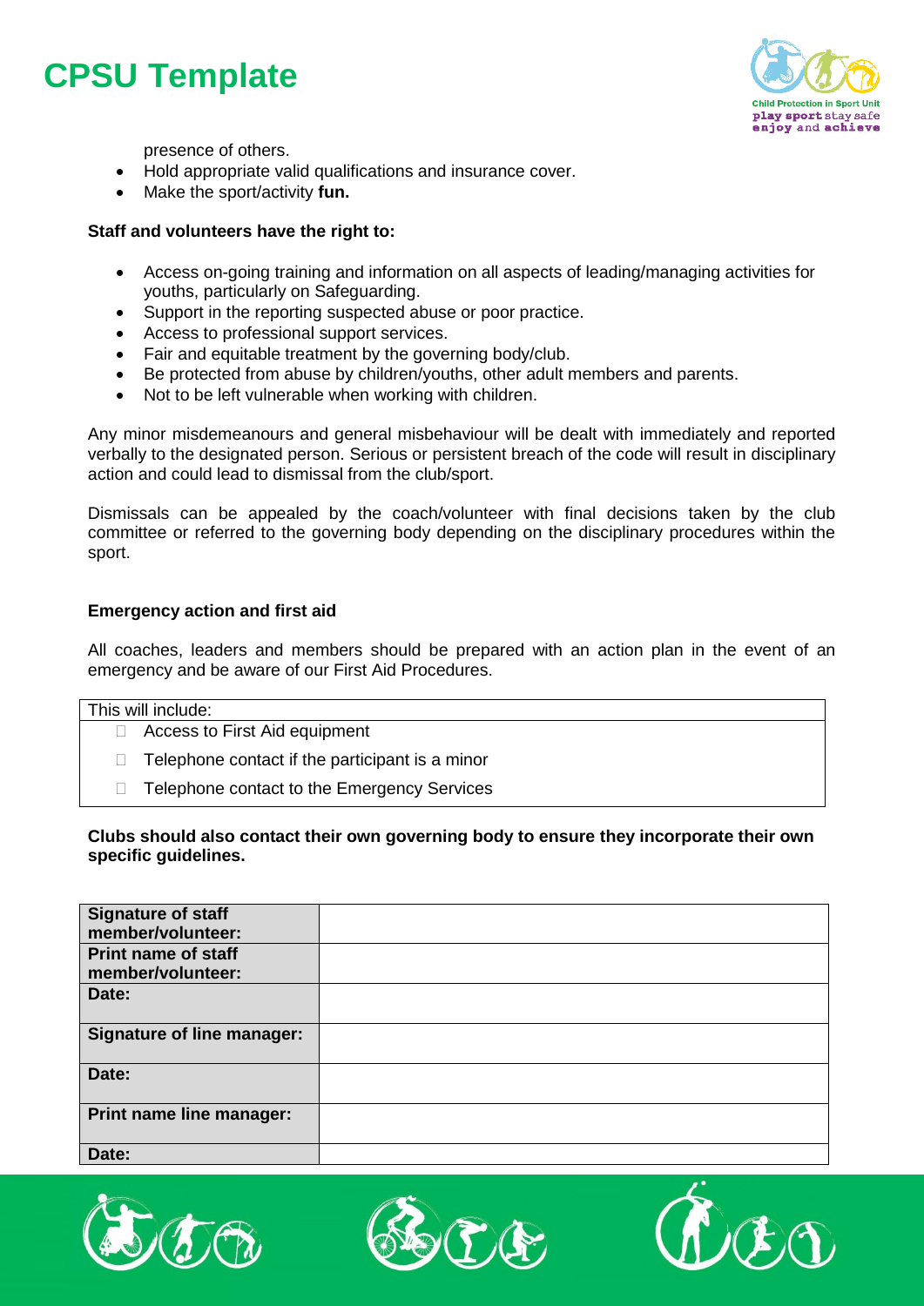presence of others.

- Hold appropriate valid qualifications and insurance cover.
- Make the sport/activity **fun.**

**Staff and volunteers have the right to:**

- Access on-going training and information on all aspects of leading/managing activities for youths, particularly on Safeguarding.
- Support in the reporting suspected abuse or poor practice.
- Access to professional support services.
- Fair and equitable treatment by the governing body/club.
- Be protected from abuse by children/youths, other adult members and parents.
- Not to be left vulnerable when working with children.

Any minor misdemeanours and general misbehaviour will be dealt with immediately and reported verbally to the designated person. Serious or persistent breach of the code will result in disciplinary action and could lead to dismissal from the club/sport.

Dismissals can be appealed by the coach/volunteer with final decisions taken by the club committee or referred to the governing body depending on the disciplinary procedures within the sport.

**Emergency action and first aid**

All coaches, leaders and members should be prepared with an action plan in the event of an emergency and be aware of our First Aid Procedures.

| This will include: |
|---|
| - Access to First Aid equipment<br>- Telephone contact if the participant is a minor<br>- Telephone contact to the Emergency Services |

**Clubs should also contact their own governing body to ensure they incorporate their own specific guidelines.**

| **Signature of staff member/volunteer:** | |
|---|---|
| **Print name of staff member/volunteer:** | |
| **Date:** | |
| **Signature of line manager:** | |
| **Date:** | |
| **Print name line manager:** | |
| **Date:** | |